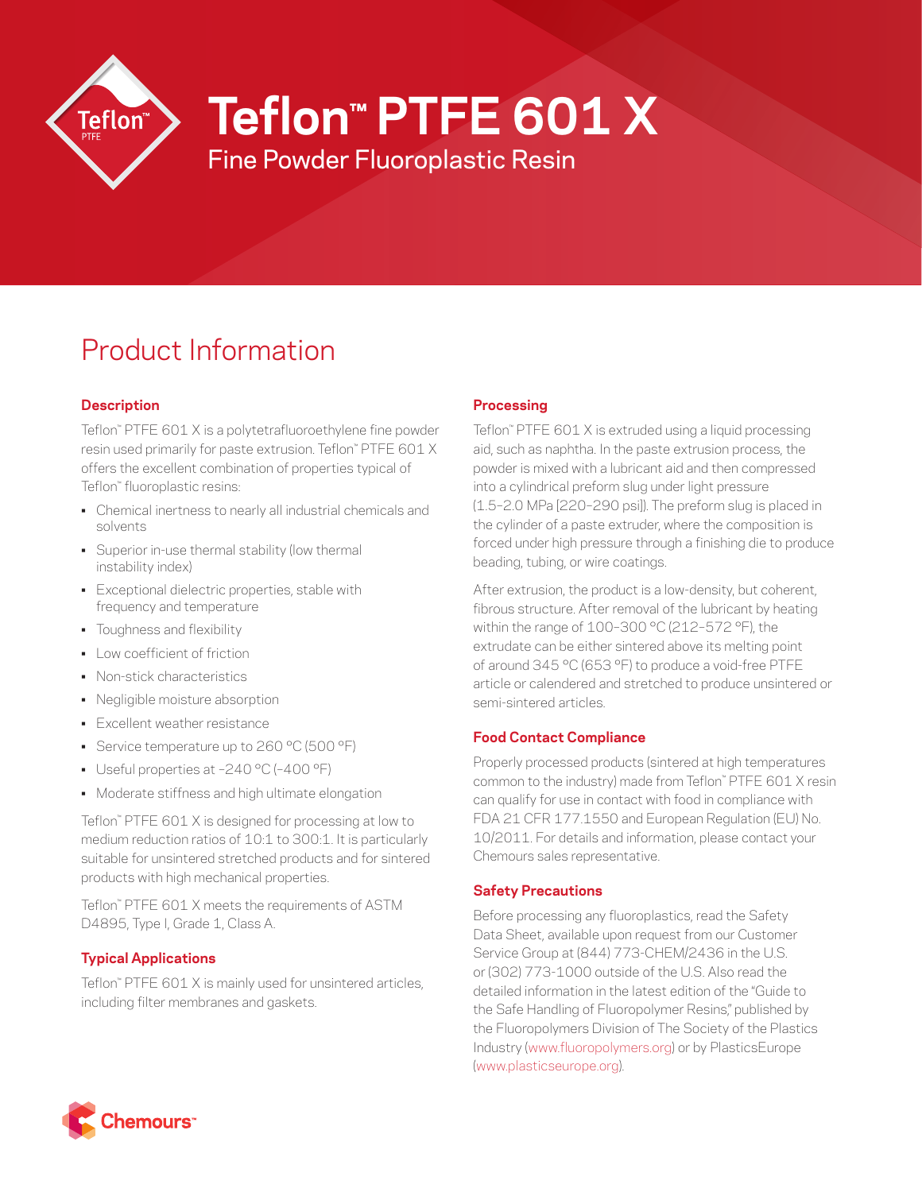# Teflon™ PTFE 601 X

Fine Powder Fluoroplastic Resin

## Product Information

### Description

Teflon™ PTFE 601 X is a polytetrafluoroethylene fine powder resin used primarily for paste extrusion. Teflon™ PTFE 601 X offers the excellent combination of properties typical of Teflon™ fluoroplastic resins:

- Chemical inertness to nearly all industrial chemicals and solvents
- Superior in-use thermal stability (low thermal instability index)
- Exceptional dielectric properties, stable with frequency and temperature
- Toughness and flexibility
- Low coefficient of friction
- Non-stick characteristics
- Negligible moisture absorption
- Excellent weather resistance
- Service temperature up to 260 °C (500 °F)
- Useful properties at –240 °C (–400 °F)
- Moderate stiffness and high ultimate elongation

Teflon™ PTFE 601 X is designed for processing at low to medium reduction ratios of 10:1 to 300:1. It is particularly suitable for unsintered stretched products and for sintered products with high mechanical properties.

Teflon™ PTFE 601 X meets the requirements of ASTM D4895, Type I, Grade 1, Class A.

### Typical Applications

Teflon™ PTFE 601 X is mainly used for unsintered articles, including filter membranes and gaskets.

### Processing

Teflon™ PTFE 601 X is extruded using a liquid processing aid, such as naphtha. In the paste extrusion process, the powder is mixed with a lubricant aid and then compressed into a cylindrical preform slug under light pressure (1.5–2.0 MPa [220–290 psi]). The preform slug is placed in the cylinder of a paste extruder, where the composition is forced under high pressure through a finishing die to produce beading, tubing, or wire coatings.

After extrusion, the product is a low-density, but coherent, fibrous structure. After removal of the lubricant by heating within the range of 100–300 °C (212–572 °F), the extrudate can be either sintered above its melting point of around 345 °C (653 °F) to produce a void-free PTFE article or calendered and stretched to produce unsintered or semi-sintered articles.

### Food Contact Compliance

Properly processed products (sintered at high temperatures common to the industry) made from Teflon™ PTFE 601 X resin can qualify for use in contact with food in compliance with FDA 21 CFR 177.1550 and European Regulation (EU) No. 10/2011. For details and information, please contact your Chemours sales representative.

### Safety Precautions

Before processing any fluoroplastics, read the Safety Data Sheet, available upon request from our Customer Service Group at (844) 773-CHEM/2436 in the U.S. or (302) 773-1000 outside of the U.S. Also read the detailed information in the latest edition of the "Guide to the Safe Handling of Fluoropolymer Resins," published by the Fluoropolymers Division of The Society of the Plastics Industry (www.fluoropolymers.org) or by PlasticsEurope (www.plasticseurope.org).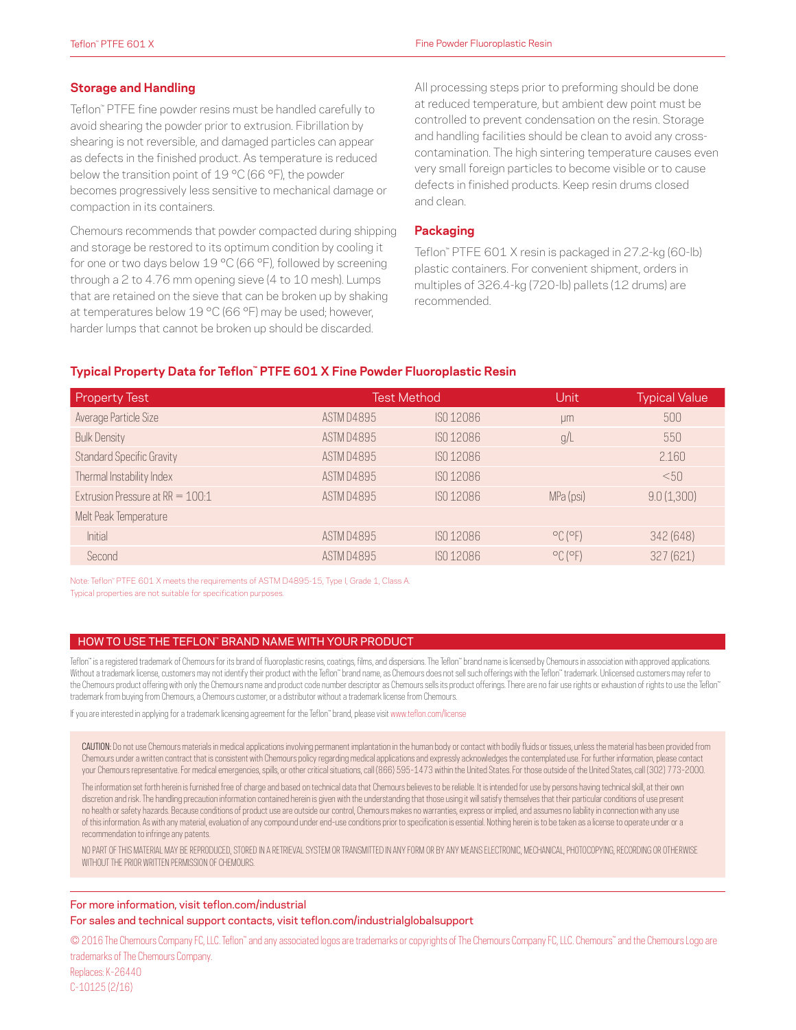## Storage and Handling

Teflon™ PTFE fine powder resins must be handled carefully to avoid shearing the powder prior to extrusion. Fibrillation by shearing is not reversible, and damaged particles can appear as defects in the finished product. As temperature is reduced below the transition point of 19 °C (66 °F), the powder becomes progressively less sensitive to mechanical damage or compaction in its containers.

Chemours recommends that powder compacted during shipping and storage be restored to its optimum condition by cooling it for one or two days below 19 °C (66 °F), followed by screening through a 2 to 4.76 mm opening sieve (4 to 10 mesh). Lumps that are retained on the sieve that can be broken up by shaking at temperatures below 19 °C (66 °F) may be used; however, harder lumps that cannot be broken up should be discarded.

All processing steps prior to preforming should be done at reduced temperature, but ambient dew point must be controlled to prevent condensation on the resin. Storage and handling facilities should be clean to avoid any cross-contamination. The high sintering temperature causes even very small foreign particles to become visible or to cause defects in finished products. Keep resin drums closed and clean.

## Packaging

Teflon™ PTFE 601 X resin is packaged in 27.2-kg (60-lb) plastic containers. For convenient shipment, orders in multiples of 326.4-kg (720-lb) pallets (12 drums) are recommended.

## Typical Property Data for Teflon™ PTFE 601 X Fine Powder Fluoroplastic Resin

| Property Test | Test Method | | Unit | Typical Value |
|---|---|---|---|---|
| Average Particle Size | ASTM D4895 | ISO 12086 | µm | 500 |
| Bulk Density | ASTM D4895 | ISO 12086 | g/L | 550 |
| Standard Specific Gravity | ASTM D4895 | ISO 12086 | | 2.160 |
| Thermal Instability Index | ASTM D4895 | ISO 12086 | | <50 |
| Extrusion Pressure at RR = 100:1 | ASTM D4895 | ISO 12086 | MPa (psi) | 9.0 (1,300) |
| Melt Peak Temperature | | | | |
| Initial | ASTM D4895 | ISO 12086 | °C (°F) | 342 (648) |
| Second | ASTM D4895 | ISO 12086 | °C (°F) | 327 (621) |

Note: Teflon™ PTFE 601 X meets the requirements of ASTM D4895-15, Type I, Grade 1, Class A.
Typical properties are not suitable for specification purposes.

## HOW TO USE THE TEFLON™ BRAND NAME WITH YOUR PRODUCT

Teflon™ is a registered trademark of Chemours for its brand of fluoroplastic resins, coatings, films, and dispersions. The Teflon™ brand name is licensed by Chemours in association with approved applications. Without a trademark license, customers may not identify their product with the Teflon™ brand name, as Chemours does not sell such offerings with the Teflon™ trademark. Unlicensed customers may refer to the Chemours product offering with only the Chemours name and product code number descriptor as Chemours sells its product offerings. There are no fair use rights or exhaustion of rights to use the Teflon™ trademark from buying from Chemours, a Chemours customer, or a distributor without a trademark license from Chemours.

If you are interested in applying for a trademark licensing agreement for the Teflon™ brand, please visit www.teflon.com/license

CAUTION: Do not use Chemours materials in medical applications involving permanent implantation in the human body or contact with bodily fluids or tissues, unless the material has been provided from Chemours under a written contract that is consistent with Chemours policy regarding medical applications and expressly acknowledges the contemplated use. For further information, please contact your Chemours representative. For medical emergencies, spills, or other critical situations, call (866) 595-1473 within the United States. For those outside of the United States, call (302) 773-2000.

The information set forth herein is furnished free of charge and based on technical data that Chemours believes to be reliable. It is intended for use by persons having technical skill, at their own discretion and risk. The handling precaution information contained herein is given with the understanding that those using it will satisfy themselves that their particular conditions of use present no health or safety hazards. Because conditions of product use are outside our control, Chemours makes no warranties, express or implied, and assumes no liability in connection with any use of this information. As with any material, evaluation of any compound under end-use conditions prior to specification is essential. Nothing herein is to be taken as a license to operate under or a recommendation to infringe any patents.

NO PART OF THIS MATERIAL MAY BE REPRODUCED, STORED IN A RETRIEVAL SYSTEM OR TRANSMITTED IN ANY FORM OR BY ANY MEANS ELECTRONIC, MECHANICAL, PHOTOCOPYING, RECORDING OR OTHERWISE WITHOUT THE PRIOR WRITTEN PERMISSION OF CHEMOURS.

For more information, visit teflon.com/industrial
For sales and technical support contacts, visit teflon.com/industrialglobalsupport

© 2016 The Chemours Company FC, LLC. Teflon™ and any associated logos are trademarks or copyrights of The Chemours Company FC, LLC. Chemours™ and the Chemours Logo are trademarks of The Chemours Company.

Replaces: K-26440
C-10125 (2/16)